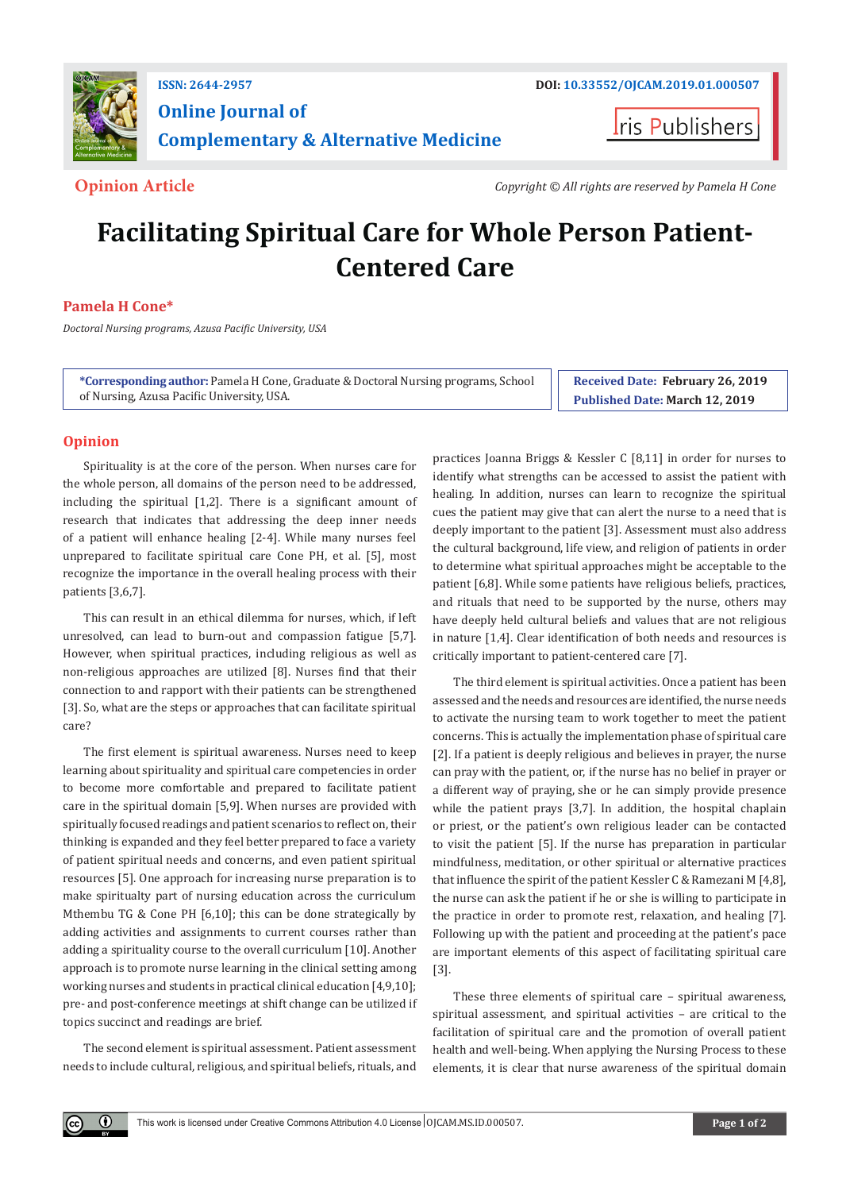ISSN: 2644-2957

DOI: 10.33552/OJCAM.2019.01.000507

# Online Journal of Complementary & Alternative Medicine

Iris Publishers

**Opinion Article**

*Copyright © All rights are reserved by Pamela H Cone*

# Facilitating Spiritual Care for Whole Person Patient-Centered Care

**Pamela H Cone***

*Doctoral Nursing programs, Azusa Pacific University, USA*

**\*Corresponding author:** Pamela H Cone, Graduate & Doctoral Nursing programs, School of Nursing, Azusa Pacific University, USA.

**Received Date: February 26, 2019**

**Published Date: March 12, 2019**

## Opinion

Spirituality is at the core of the person. When nurses care for the whole person, all domains of the person need to be addressed, including the spiritual [1,2]. There is a significant amount of research that indicates that addressing the deep inner needs of a patient will enhance healing [2-4]. While many nurses feel unprepared to facilitate spiritual care Cone PH, et al. [5], most recognize the importance in the overall healing process with their patients [3,6,7].

This can result in an ethical dilemma for nurses, which, if left unresolved, can lead to burn-out and compassion fatigue [5,7]. However, when spiritual practices, including religious as well as non-religious approaches are utilized [8]. Nurses find that their connection to and rapport with their patients can be strengthened [3]. So, what are the steps or approaches that can facilitate spiritual care?

The first element is spiritual awareness. Nurses need to keep learning about spirituality and spiritual care competencies in order to become more comfortable and prepared to facilitate patient care in the spiritual domain [5,9]. When nurses are provided with spiritually focused readings and patient scenarios to reflect on, their thinking is expanded and they feel better prepared to face a variety of patient spiritual needs and concerns, and even patient spiritual resources [5]. One approach for increasing nurse preparation is to make spiritualty part of nursing education across the curriculum Mthembu TG & Cone PH [6,10]; this can be done strategically by adding activities and assignments to current courses rather than adding a spirituality course to the overall curriculum [10]. Another approach is to promote nurse learning in the clinical setting among working nurses and students in practical clinical education [4,9,10]; pre- and post-conference meetings at shift change can be utilized if topics succinct and readings are brief.

The second element is spiritual assessment. Patient assessment needs to include cultural, religious, and spiritual beliefs, rituals, and practices Joanna Briggs & Kessler C [8,11] in order for nurses to identify what strengths can be accessed to assist the patient with healing. In addition, nurses can learn to recognize the spiritual cues the patient may give that can alert the nurse to a need that is deeply important to the patient [3]. Assessment must also address the cultural background, life view, and religion of patients in order to determine what spiritual approaches might be acceptable to the patient [6,8]. While some patients have religious beliefs, practices, and rituals that need to be supported by the nurse, others may have deeply held cultural beliefs and values that are not religious in nature [1,4]. Clear identification of both needs and resources is critically important to patient-centered care [7].

The third element is spiritual activities. Once a patient has been assessed and the needs and resources are identified, the nurse needs to activate the nursing team to work together to meet the patient concerns. This is actually the implementation phase of spiritual care [2]. If a patient is deeply religious and believes in prayer, the nurse can pray with the patient, or, if the nurse has no belief in prayer or a different way of praying, she or he can simply provide presence while the patient prays [3,7]. In addition, the hospital chaplain or priest, or the patient's own religious leader can be contacted to visit the patient [5]. If the nurse has preparation in particular mindfulness, meditation, or other spiritual or alternative practices that influence the spirit of the patient Kessler C & Ramezani M [4,8], the nurse can ask the patient if he or she is willing to participate in the practice in order to promote rest, relaxation, and healing [7]. Following up with the patient and proceeding at the patient's pace are important elements of this aspect of facilitating spiritual care [3].

These three elements of spiritual care – spiritual awareness, spiritual assessment, and spiritual activities – are critical to the facilitation of spiritual care and the promotion of overall patient health and well-being. When applying the Nursing Process to these elements, it is clear that nurse awareness of the spiritual domain

This work is licensed under Creative Commons Attribution 4.0 License | OJCAM.MS.ID.000507.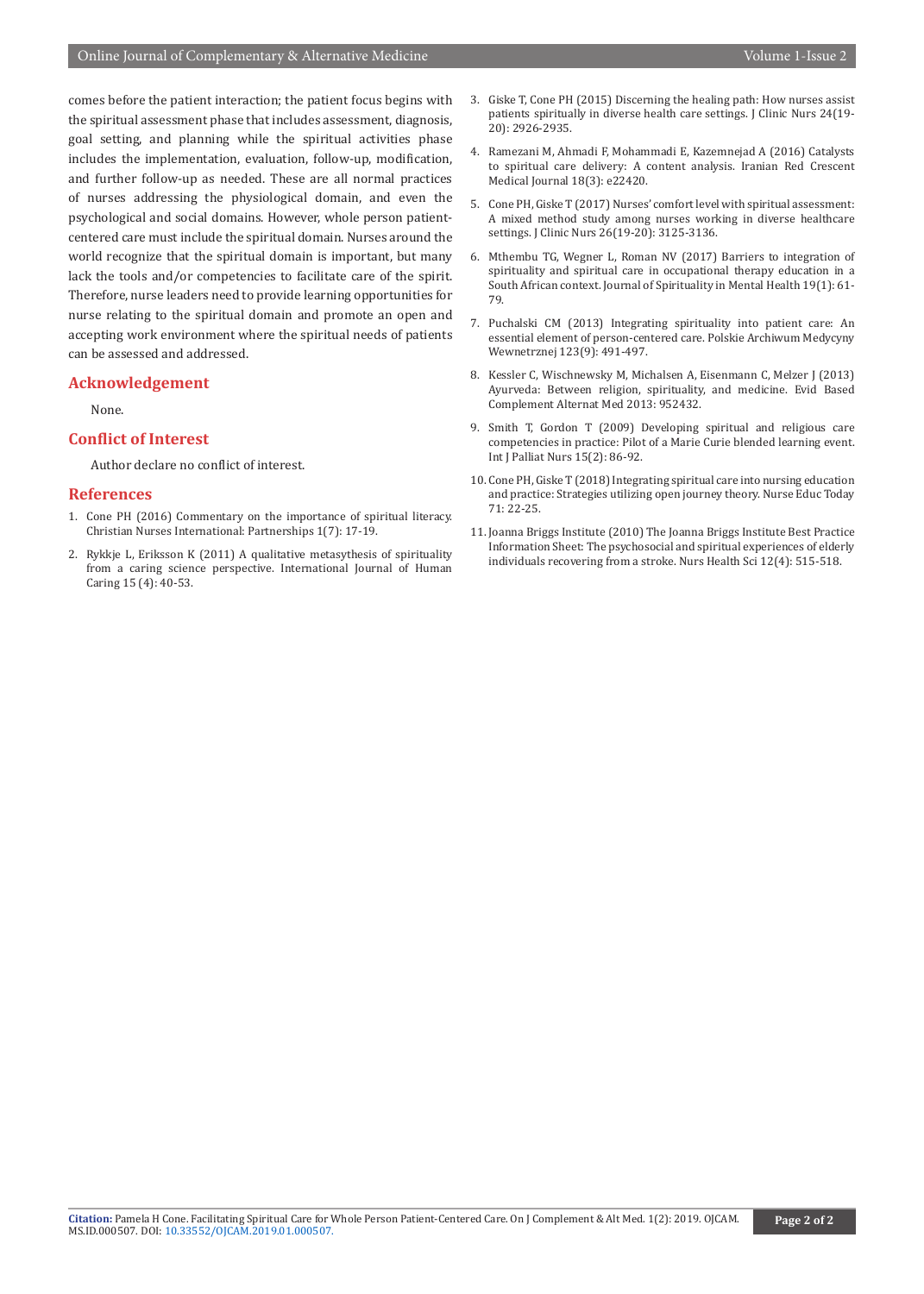comes before the patient interaction; the patient focus begins with the spiritual assessment phase that includes assessment, diagnosis, goal setting, and planning while the spiritual activities phase includes the implementation, evaluation, follow-up, modification, and further follow-up as needed. These are all normal practices of nurses addressing the physiological domain, and even the psychological and social domains. However, whole person patient-centered care must include the spiritual domain. Nurses around the world recognize that the spiritual domain is important, but many lack the tools and/or competencies to facilitate care of the spirit. Therefore, nurse leaders need to provide learning opportunities for nurse relating to the spiritual domain and promote an open and accepting work environment where the spiritual needs of patients can be assessed and addressed.

## Acknowledgement

None.

## Conflict of Interest

Author declare no conflict of interest.

## References

1. Cone PH (2016) Commentary on the importance of spiritual literacy. Christian Nurses International: Partnerships 1(7): 17-19.
2. Rykkje L, Eriksson K (2011) A qualitative metasythesis of spirituality from a caring science perspective. International Journal of Human Caring 15 (4): 40-53.
3. Giske T, Cone PH (2015) Discerning the healing path: How nurses assist patients spiritually in diverse health care settings. J Clinic Nurs 24(19-20): 2926-2935.
4. Ramezani M, Ahmadi F, Mohammadi E, Kazemnejad A (2016) Catalysts to spiritual care delivery: A content analysis. Iranian Red Crescent Medical Journal 18(3): e22420.
5. Cone PH, Giske T (2017) Nurses' comfort level with spiritual assessment: A mixed method study among nurses working in diverse healthcare settings. J Clinic Nurs 26(19-20): 3125-3136.
6. Mthembu TG, Wegner L, Roman NV (2017) Barriers to integration of spirituality and spiritual care in occupational therapy education in a South African context. Journal of Spirituality in Mental Health 19(1): 61-79.
7. Puchalski CM (2013) Integrating spirituality into patient care: An essential element of person-centered care. Polskie Archiwum Medycyny Wewnetrznej 123(9): 491-497.
8. Kessler C, Wischnewsky M, Michalsen A, Eisenmann C, Melzer J (2013) Ayurveda: Between religion, spirituality, and medicine. Evid Based Complement Alternat Med 2013: 952432.
9. Smith T, Gordon T (2009) Developing spiritual and religious care competencies in practice: Pilot of a Marie Curie blended learning event. Int J Palliat Nurs 15(2): 86-92.
10. Cone PH, Giske T (2018) Integrating spiritual care into nursing education and practice: Strategies utilizing open journey theory. Nurse Educ Today 71: 22-25.
11. Joanna Briggs Institute (2010) The Joanna Briggs Institute Best Practice Information Sheet: The psychosocial and spiritual experiences of elderly individuals recovering from a stroke. Nurs Health Sci 12(4): 515-518.